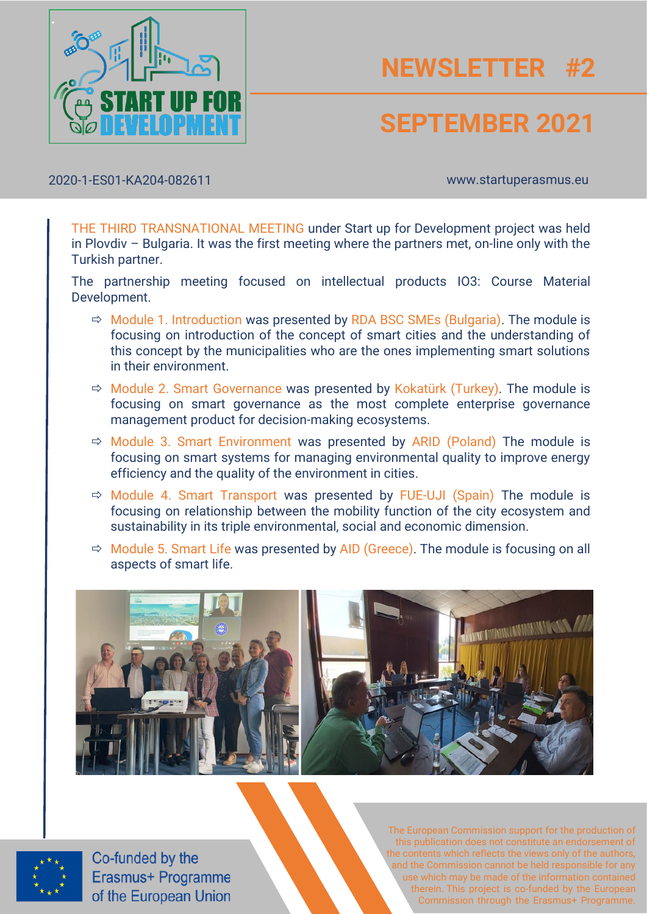# NEWSLETTER #2

## SEPTEMBER 2021

2020-1-ES01-KA204-082611

www.startuperasmus.eu

THE THIRD TRANSNATIONAL MEETING under Start up for Development project was held in Plovdiv – Bulgaria. It was the first meeting where the partners met, on-line only with the Turkish partner.

The partnership meeting focused on intellectual products IO3: Course Material Development.

- Module 1. Introduction was presented by RDA BSC SMEs (Bulgaria). The module is focusing on introduction of the concept of smart cities and the understanding of this concept by the municipalities who are the ones implementing smart solutions in their environment.
- Module 2. Smart Governance was presented by Kokatürk (Turkey). The module is focusing on smart governance as the most complete enterprise governance management product for decision-making ecosystems.
- Module 3. Smart Environment was presented by ARID (Poland) The module is focusing on smart systems for managing environmental quality to improve energy efficiency and the quality of the environment in cities.
- Module 4. Smart Transport was presented by FUE-UJI (Spain) The module is focusing on relationship between the mobility function of the city ecosystem and sustainability in its triple environmental, social and economic dimension.
- Module 5. Smart Life was presented by AID (Greece). The module is focusing on all aspects of smart life.

Co-funded by the Erasmus+ Programme of the European Union

The European Commission support for the production of this publication does not constitute an endorsement of the contents which reflects the views only of the authors, and the Commission cannot be held responsible for any use which may be made of the information contained therein. This project is co-funded by the European Commission through the Erasmus+ Programme.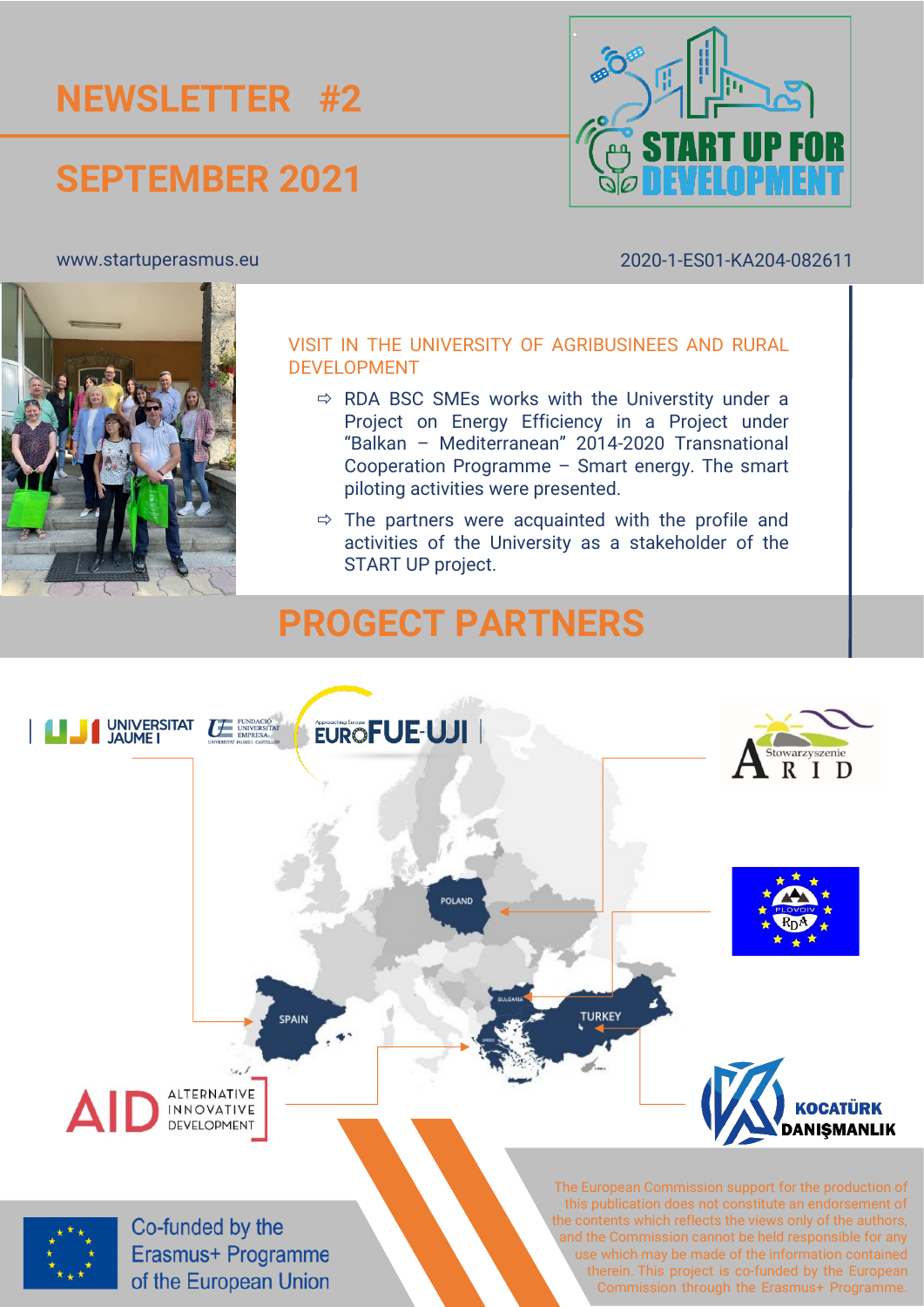# NEWSLETTER #2

## SEPTEMBER 2021

START UP FOR DEVELOPMENT

www.startuperasmus.eu

2020-1-ES01-KA204-082611

VISIT IN THE UNIVERSITY OF AGRIBUSINEES AND RURAL DEVELOPMENT

- RDA BSC SMEs works with the Universtity under a Project on Energy Efficiency in a Project under "Balkan – Mediterranean" 2014-2020 Transnational Cooperation Programme – Smart energy. The smart piloting activities were presented.
- The partners were acquainted with the profile and activities of the University as a stakeholder of the START UP project.

## PROGECT PARTNERS

UNIVERSITAT JAUME I

FUNDACIÓ UNIVERSITAT EMPRESA UNIVERSITAT JAUME I. CASTELLÓN

Approaching Europe EUROFUE-UJI

Stowarzyszenie A R I D

PLOVDIV RDA

AID ALTERNATIVE INNOVATIVE DEVELOPMENT

KOCATÜRK DANIŞMANLIK

SPAIN

POLAND

BULGARIA

GREECE

TURKEY

Co-funded by the Erasmus+ Programme of the European Union

The European Commission support for the production of this publication does not constitute an endorsement of the contents which reflects the views only of the authors, and the Commission cannot be held responsible for any use which may be made of the information contained therein. This project is co-funded by the European Commission through the Erasmus+ Programme.